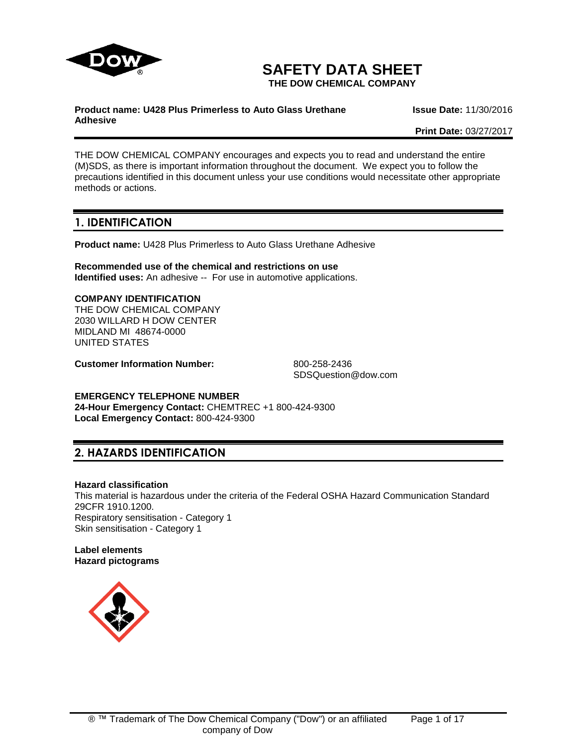# SAFETY DATA SHEET

**THE DOW CHEMICAL COMPANY**

**Product name: U428 Plus Primerless to Auto Glass Urethane Adhesive**

**Issue Date:** 11/30/2016

**Print Date:** 03/27/2017

THE DOW CHEMICAL COMPANY encourages and expects you to read and understand the entire (M)SDS, as there is important information throughout the document. We expect you to follow the precautions identified in this document unless your use conditions would necessitate other appropriate methods or actions.

## 1. IDENTIFICATION

**Product name:** U428 Plus Primerless to Auto Glass Urethane Adhesive

**Recommended use of the chemical and restrictions on use**
**Identified uses:** An adhesive -- For use in automotive applications.

**COMPANY IDENTIFICATION**
THE DOW CHEMICAL COMPANY
2030 WILLARD H DOW CENTER
MIDLAND MI 48674-0000
UNITED STATES

**Customer Information Number:** 800-258-2436
SDSQuestion@dow.com

**EMERGENCY TELEPHONE NUMBER**
**24-Hour Emergency Contact:** CHEMTREC +1 800-424-9300
**Local Emergency Contact:** 800-424-9300

## 2. HAZARDS IDENTIFICATION

**Hazard classification**
This material is hazardous under the criteria of the Federal OSHA Hazard Communication Standard 29CFR 1910.1200.
Respiratory sensitisation - Category 1
Skin sensitisation - Category 1

**Label elements**
**Hazard pictograms**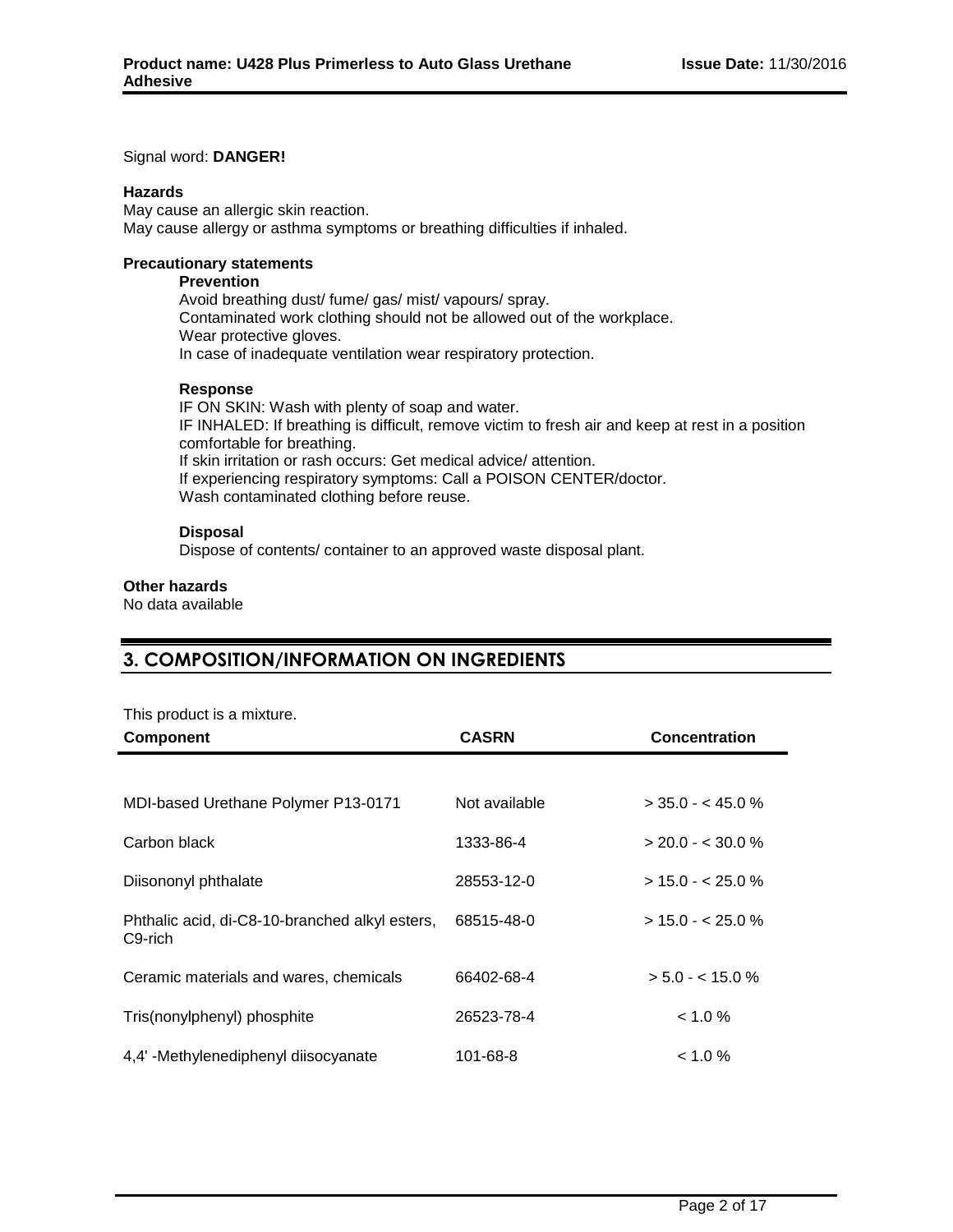Signal word: **DANGER!**

**Hazards**

May cause an allergic skin reaction.
May cause allergy or asthma symptoms or breathing difficulties if inhaled.

**Precautionary statements**

**Prevention**

Avoid breathing dust/ fume/ gas/ mist/ vapours/ spray.
Contaminated work clothing should not be allowed out of the workplace.
Wear protective gloves.
In case of inadequate ventilation wear respiratory protection.

**Response**

IF ON SKIN: Wash with plenty of soap and water.
IF INHALED: If breathing is difficult, remove victim to fresh air and keep at rest in a position comfortable for breathing.
If skin irritation or rash occurs: Get medical advice/ attention.
If experiencing respiratory symptoms: Call a POISON CENTER/doctor.
Wash contaminated clothing before reuse.

**Disposal**

Dispose of contents/ container to an approved waste disposal plant.

**Other hazards**

No data available

## 3. COMPOSITION/INFORMATION ON INGREDIENTS

This product is a mixture.

| Component | CASRN | Concentration |
|---|---|---|
| MDI-based Urethane Polymer P13-0171 | Not available | > 35.0 - < 45.0 % |
| Carbon black | 1333-86-4 | > 20.0 - < 30.0 % |
| Diisononyl phthalate | 28553-12-0 | > 15.0 - < 25.0 % |
| Phthalic acid, di-C8-10-branched alkyl esters, C9-rich | 68515-48-0 | > 15.0 - < 25.0 % |
| Ceramic materials and wares, chemicals | 66402-68-4 | > 5.0 - < 15.0 % |
| Tris(nonylphenyl) phosphite | 26523-78-4 | < 1.0 % |
| 4,4' -Methylenediphenyl diisocyanate | 101-68-8 | < 1.0 % |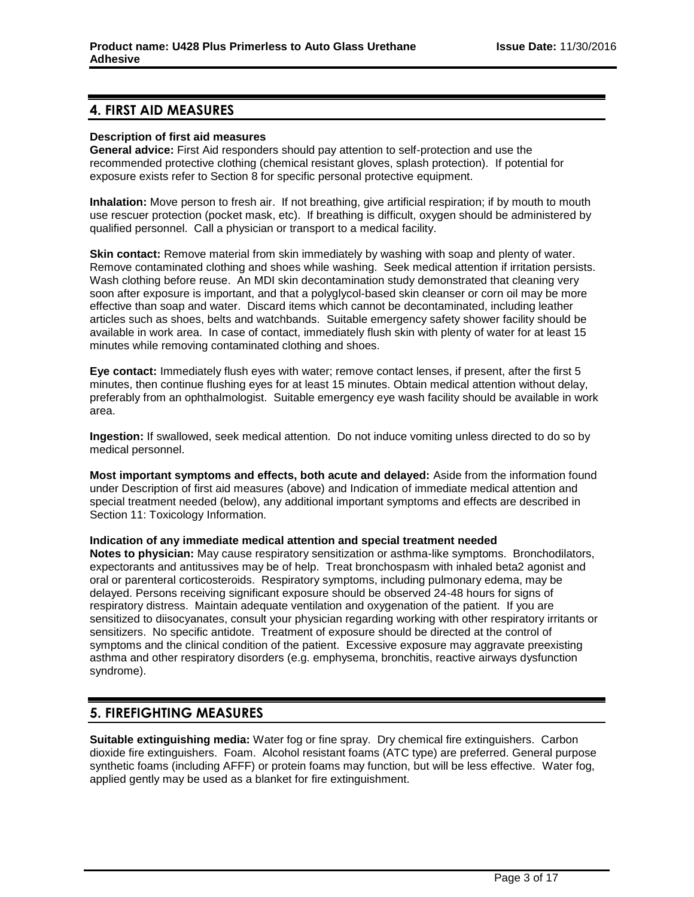## 4. FIRST AID MEASURES

**Description of first aid measures**

**General advice:** First Aid responders should pay attention to self-protection and use the recommended protective clothing (chemical resistant gloves, splash protection). If potential for exposure exists refer to Section 8 for specific personal protective equipment.

**Inhalation:** Move person to fresh air. If not breathing, give artificial respiration; if by mouth to mouth use rescuer protection (pocket mask, etc). If breathing is difficult, oxygen should be administered by qualified personnel. Call a physician or transport to a medical facility.

**Skin contact:** Remove material from skin immediately by washing with soap and plenty of water. Remove contaminated clothing and shoes while washing. Seek medical attention if irritation persists. Wash clothing before reuse. An MDI skin decontamination study demonstrated that cleaning very soon after exposure is important, and that a polyglycol-based skin cleanser or corn oil may be more effective than soap and water. Discard items which cannot be decontaminated, including leather articles such as shoes, belts and watchbands. Suitable emergency safety shower facility should be available in work area. In case of contact, immediately flush skin with plenty of water for at least 15 minutes while removing contaminated clothing and shoes.

**Eye contact:** Immediately flush eyes with water; remove contact lenses, if present, after the first 5 minutes, then continue flushing eyes for at least 15 minutes. Obtain medical attention without delay, preferably from an ophthalmologist. Suitable emergency eye wash facility should be available in work area.

**Ingestion:** If swallowed, seek medical attention. Do not induce vomiting unless directed to do so by medical personnel.

**Most important symptoms and effects, both acute and delayed:** Aside from the information found under Description of first aid measures (above) and Indication of immediate medical attention and special treatment needed (below), any additional important symptoms and effects are described in Section 11: Toxicology Information.

**Indication of any immediate medical attention and special treatment needed**

**Notes to physician:** May cause respiratory sensitization or asthma-like symptoms. Bronchodilators, expectorants and antitussives may be of help. Treat bronchospasm with inhaled beta2 agonist and oral or parenteral corticosteroids. Respiratory symptoms, including pulmonary edema, may be delayed. Persons receiving significant exposure should be observed 24-48 hours for signs of respiratory distress. Maintain adequate ventilation and oxygenation of the patient. If you are sensitized to diisocyanates, consult your physician regarding working with other respiratory irritants or sensitizers. No specific antidote. Treatment of exposure should be directed at the control of symptoms and the clinical condition of the patient. Excessive exposure may aggravate preexisting asthma and other respiratory disorders (e.g. emphysema, bronchitis, reactive airways dysfunction syndrome).

## 5. FIREFIGHTING MEASURES

**Suitable extinguishing media:** Water fog or fine spray. Dry chemical fire extinguishers. Carbon dioxide fire extinguishers. Foam. Alcohol resistant foams (ATC type) are preferred. General purpose synthetic foams (including AFFF) or protein foams may function, but will be less effective. Water fog, applied gently may be used as a blanket for fire extinguishment.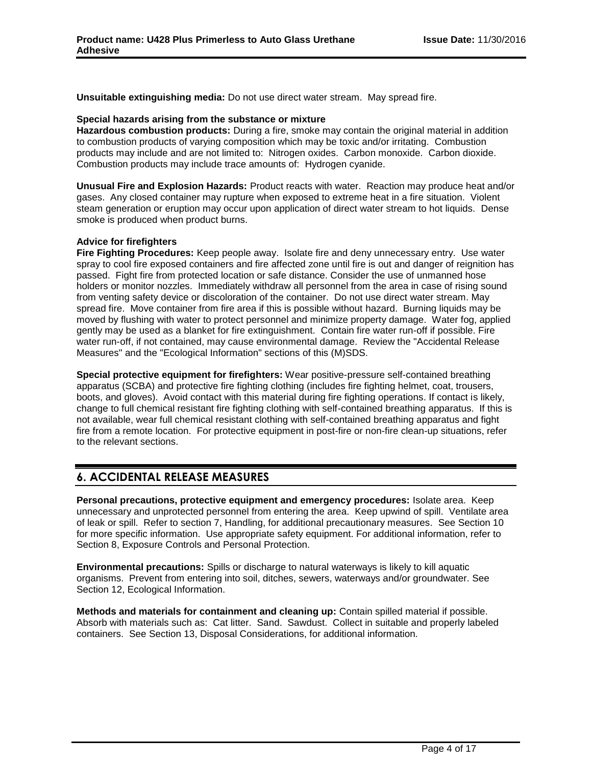**Unsuitable extinguishing media:** Do not use direct water stream. May spread fire.

**Special hazards arising from the substance or mixture**

**Hazardous combustion products:** During a fire, smoke may contain the original material in addition to combustion products of varying composition which may be toxic and/or irritating. Combustion products may include and are not limited to: Nitrogen oxides. Carbon monoxide. Carbon dioxide. Combustion products may include trace amounts of: Hydrogen cyanide.

**Unusual Fire and Explosion Hazards:** Product reacts with water. Reaction may produce heat and/or gases. Any closed container may rupture when exposed to extreme heat in a fire situation. Violent steam generation or eruption may occur upon application of direct water stream to hot liquids. Dense smoke is produced when product burns.

**Advice for firefighters**

**Fire Fighting Procedures:** Keep people away. Isolate fire and deny unnecessary entry. Use water spray to cool fire exposed containers and fire affected zone until fire is out and danger of reignition has passed. Fight fire from protected location or safe distance. Consider the use of unmanned hose holders or monitor nozzles. Immediately withdraw all personnel from the area in case of rising sound from venting safety device or discoloration of the container. Do not use direct water stream. May spread fire. Move container from fire area if this is possible without hazard. Burning liquids may be moved by flushing with water to protect personnel and minimize property damage. Water fog, applied gently may be used as a blanket for fire extinguishment. Contain fire water run-off if possible. Fire water run-off, if not contained, may cause environmental damage. Review the "Accidental Release Measures" and the "Ecological Information" sections of this (M)SDS.

**Special protective equipment for firefighters:** Wear positive-pressure self-contained breathing apparatus (SCBA) and protective fire fighting clothing (includes fire fighting helmet, coat, trousers, boots, and gloves). Avoid contact with this material during fire fighting operations. If contact is likely, change to full chemical resistant fire fighting clothing with self-contained breathing apparatus. If this is not available, wear full chemical resistant clothing with self-contained breathing apparatus and fight fire from a remote location. For protective equipment in post-fire or non-fire clean-up situations, refer to the relevant sections.

## 6. ACCIDENTAL RELEASE MEASURES

**Personal precautions, protective equipment and emergency procedures:** Isolate area. Keep unnecessary and unprotected personnel from entering the area. Keep upwind of spill. Ventilate area of leak or spill. Refer to section 7, Handling, for additional precautionary measures. See Section 10 for more specific information. Use appropriate safety equipment. For additional information, refer to Section 8, Exposure Controls and Personal Protection.

**Environmental precautions:** Spills or discharge to natural waterways is likely to kill aquatic organisms. Prevent from entering into soil, ditches, sewers, waterways and/or groundwater. See Section 12, Ecological Information.

**Methods and materials for containment and cleaning up:** Contain spilled material if possible. Absorb with materials such as: Cat litter. Sand. Sawdust. Collect in suitable and properly labeled containers. See Section 13, Disposal Considerations, for additional information.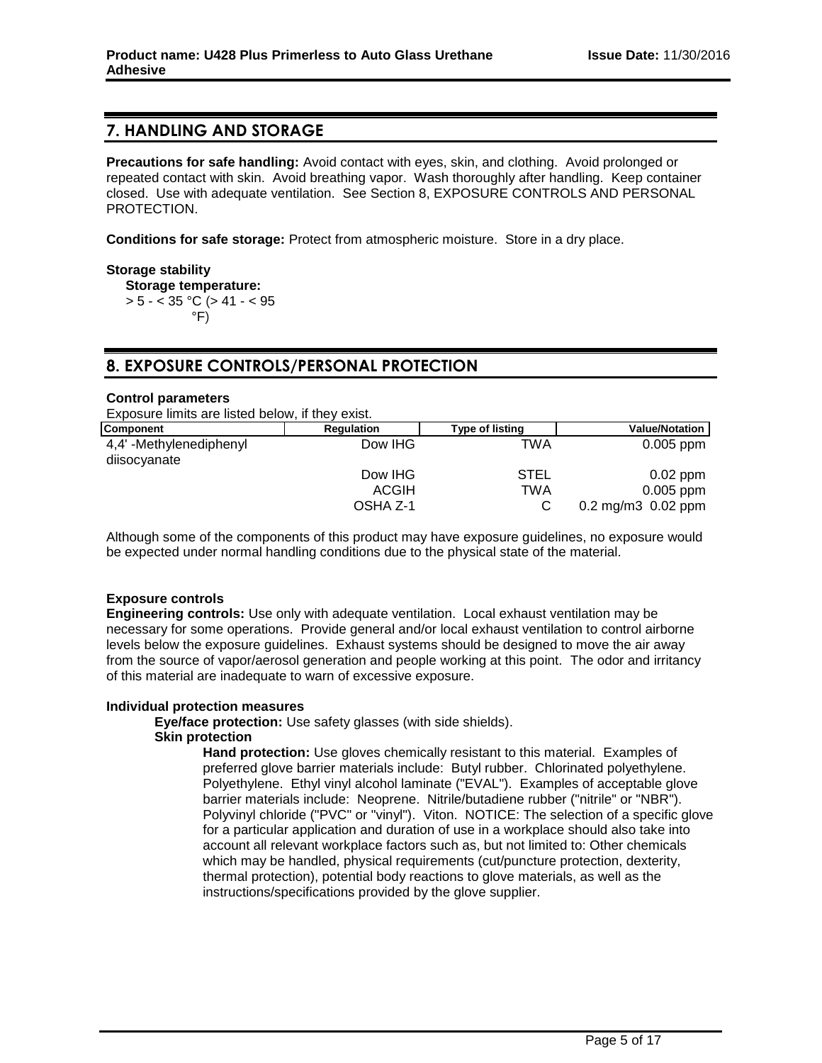## 7. HANDLING AND STORAGE

**Precautions for safe handling:** Avoid contact with eyes, skin, and clothing. Avoid prolonged or repeated contact with skin. Avoid breathing vapor. Wash thoroughly after handling. Keep container closed. Use with adequate ventilation. See Section 8, EXPOSURE CONTROLS AND PERSONAL PROTECTION.

**Conditions for safe storage:** Protect from atmospheric moisture. Store in a dry place.

**Storage stability**

**Storage temperature:**
> 5 - < 35 °C (> 41 - < 95 °F)

## 8. EXPOSURE CONTROLS/PERSONAL PROTECTION

**Control parameters**

Exposure limits are listed below, if they exist.

| Component | Regulation | Type of listing | Value/Notation |
|---|---|---|---|
| 4,4' -Methylenediphenyl diisocyanate | Dow IHG | TWA | 0.005 ppm |
| | Dow IHG | STEL | 0.02 ppm |
| | ACGIH | TWA | 0.005 ppm |
| | OSHA Z-1 | C | 0.2 mg/m3 0.02 ppm |

Although some of the components of this product may have exposure guidelines, no exposure would be expected under normal handling conditions due to the physical state of the material.

**Exposure controls**

**Engineering controls:** Use only with adequate ventilation. Local exhaust ventilation may be necessary for some operations. Provide general and/or local exhaust ventilation to control airborne levels below the exposure guidelines. Exhaust systems should be designed to move the air away from the source of vapor/aerosol generation and people working at this point. The odor and irritancy of this material are inadequate to warn of excessive exposure.

**Individual protection measures**

**Eye/face protection:** Use safety glasses (with side shields).

**Skin protection**

**Hand protection:** Use gloves chemically resistant to this material. Examples of preferred glove barrier materials include: Butyl rubber. Chlorinated polyethylene. Polyethylene. Ethyl vinyl alcohol laminate ("EVAL"). Examples of acceptable glove barrier materials include: Neoprene. Nitrile/butadiene rubber ("nitrile" or "NBR"). Polyvinyl chloride ("PVC" or "vinyl"). Viton. NOTICE: The selection of a specific glove for a particular application and duration of use in a workplace should also take into account all relevant workplace factors such as, but not limited to: Other chemicals which may be handled, physical requirements (cut/puncture protection, dexterity, thermal protection), potential body reactions to glove materials, as well as the instructions/specifications provided by the glove supplier.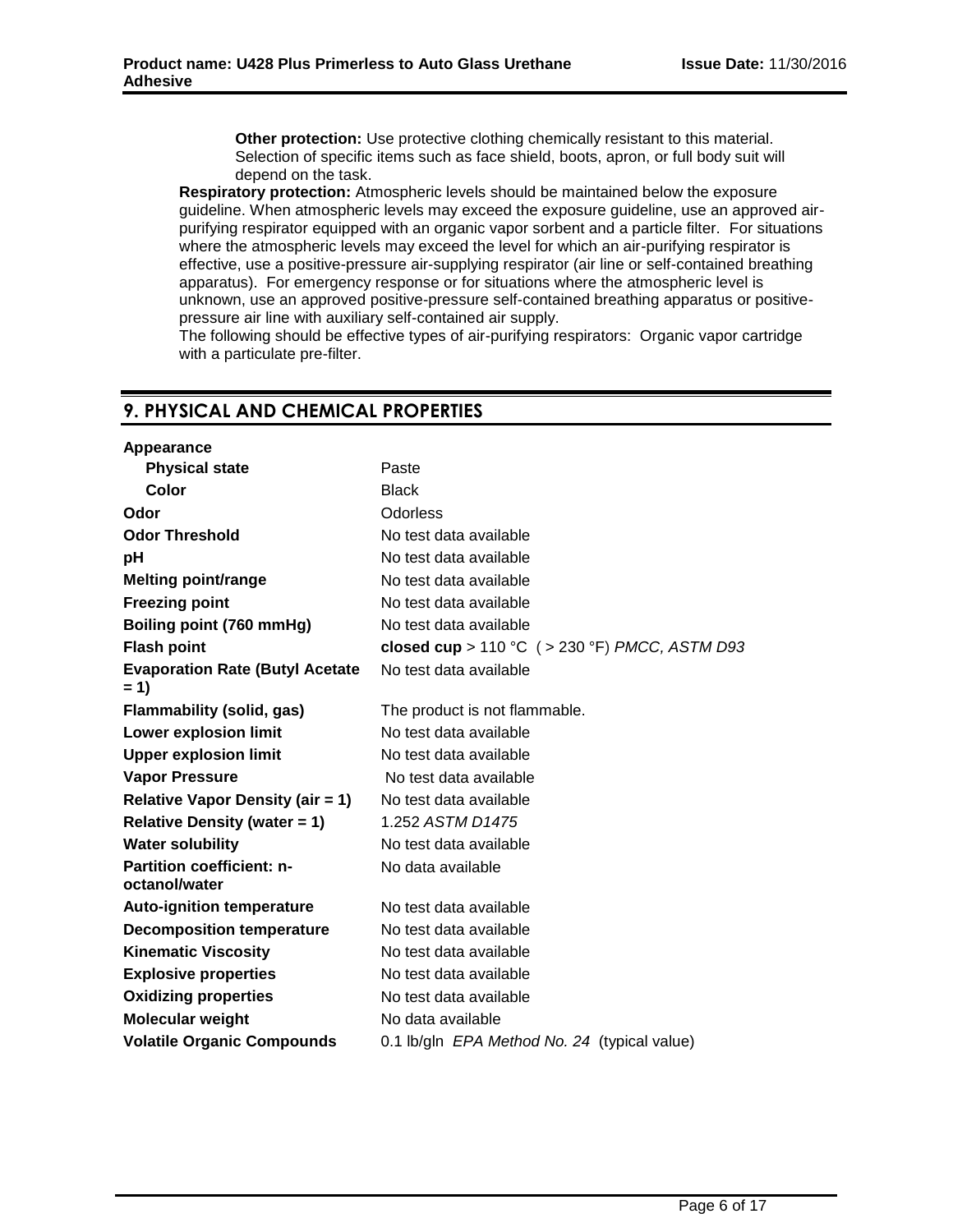**Other protection:** Use protective clothing chemically resistant to this material. Selection of specific items such as face shield, boots, apron, or full body suit will depend on the task.

**Respiratory protection:** Atmospheric levels should be maintained below the exposure guideline. When atmospheric levels may exceed the exposure guideline, use an approved air-purifying respirator equipped with an organic vapor sorbent and a particle filter. For situations where the atmospheric levels may exceed the level for which an air-purifying respirator is effective, use a positive-pressure air-supplying respirator (air line or self-contained breathing apparatus). For emergency response or for situations where the atmospheric level is unknown, use an approved positive-pressure self-contained breathing apparatus or positive-pressure air line with auxiliary self-contained air supply.

The following should be effective types of air-purifying respirators: Organic vapor cartridge with a particulate pre-filter.

## 9. PHYSICAL AND CHEMICAL PROPERTIES

| Property | Value |
|---|---|
| **Appearance** | |
| **Physical state** | Paste |
| **Color** | Black |
| **Odor** | Odorless |
| **Odor Threshold** | No test data available |
| **pH** | No test data available |
| **Melting point/range** | No test data available |
| **Freezing point** | No test data available |
| **Boiling point (760 mmHg)** | No test data available |
| **Flash point** | **closed cup** > 110 °C ( > 230 °F) *PMCC, ASTM D93* |
| **Evaporation Rate (Butyl Acetate = 1)** | No test data available |
| **Flammability (solid, gas)** | The product is not flammable. |
| **Lower explosion limit** | No test data available |
| **Upper explosion limit** | No test data available |
| **Vapor Pressure** | No test data available |
| **Relative Vapor Density (air = 1)** | No test data available |
| **Relative Density (water = 1)** | 1.252 *ASTM D1475* |
| **Water solubility** | No test data available |
| **Partition coefficient: n-octanol/water** | No data available |
| **Auto-ignition temperature** | No test data available |
| **Decomposition temperature** | No test data available |
| **Kinematic Viscosity** | No test data available |
| **Explosive properties** | No test data available |
| **Oxidizing properties** | No test data available |
| **Molecular weight** | No data available |
| **Volatile Organic Compounds** | 0.1 lb/gln *EPA Method No. 24* (typical value) |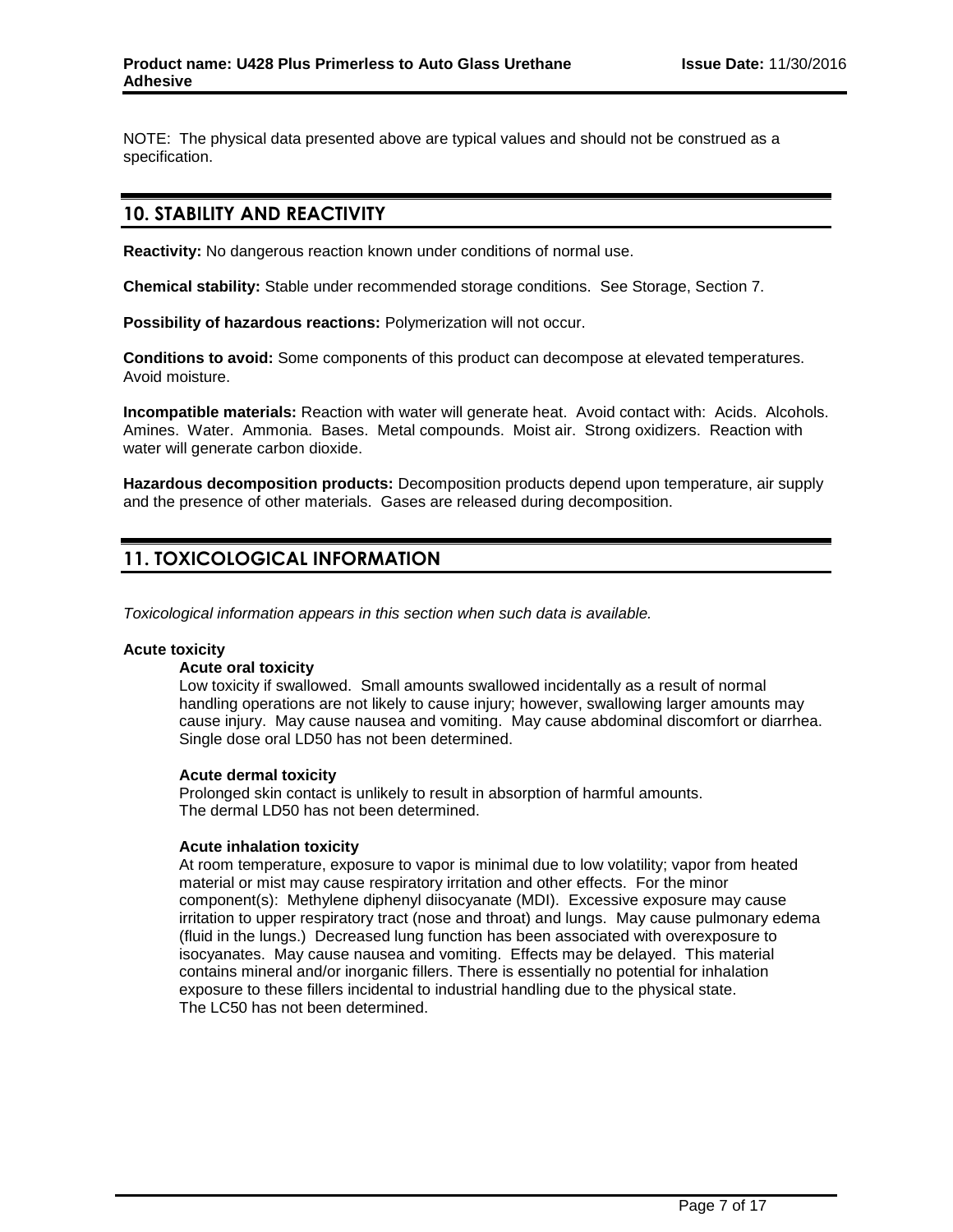NOTE: The physical data presented above are typical values and should not be construed as a specification.

## 10. STABILITY AND REACTIVITY

**Reactivity:** No dangerous reaction known under conditions of normal use.

**Chemical stability:** Stable under recommended storage conditions. See Storage, Section 7.

**Possibility of hazardous reactions:** Polymerization will not occur.

**Conditions to avoid:** Some components of this product can decompose at elevated temperatures. Avoid moisture.

**Incompatible materials:** Reaction with water will generate heat. Avoid contact with: Acids. Alcohols. Amines. Water. Ammonia. Bases. Metal compounds. Moist air. Strong oxidizers. Reaction with water will generate carbon dioxide.

**Hazardous decomposition products:** Decomposition products depend upon temperature, air supply and the presence of other materials. Gases are released during decomposition.

## 11. TOXICOLOGICAL INFORMATION

*Toxicological information appears in this section when such data is available.*

**Acute toxicity**

**Acute oral toxicity**

Low toxicity if swallowed. Small amounts swallowed incidentally as a result of normal handling operations are not likely to cause injury; however, swallowing larger amounts may cause injury. May cause nausea and vomiting. May cause abdominal discomfort or diarrhea. Single dose oral LD50 has not been determined.

**Acute dermal toxicity**

Prolonged skin contact is unlikely to result in absorption of harmful amounts.
The dermal LD50 has not been determined.

**Acute inhalation toxicity**

At room temperature, exposure to vapor is minimal due to low volatility; vapor from heated material or mist may cause respiratory irritation and other effects. For the minor component(s): Methylene diphenyl diisocyanate (MDI). Excessive exposure may cause irritation to upper respiratory tract (nose and throat) and lungs. May cause pulmonary edema (fluid in the lungs.) Decreased lung function has been associated with overexposure to isocyanates. May cause nausea and vomiting. Effects may be delayed. This material contains mineral and/or inorganic fillers. There is essentially no potential for inhalation exposure to these fillers incidental to industrial handling due to the physical state.
The LC50 has not been determined.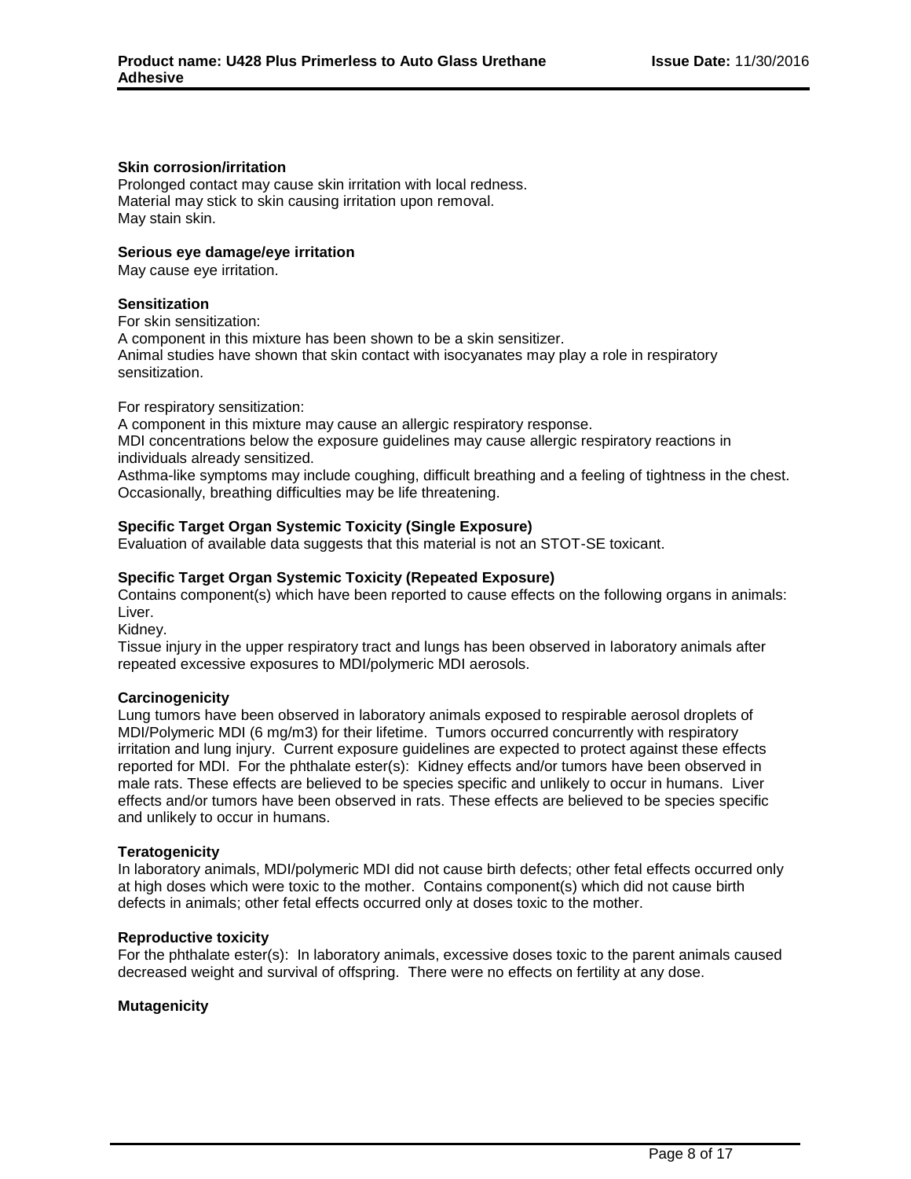**Skin corrosion/irritation**

Prolonged contact may cause skin irritation with local redness.
Material may stick to skin causing irritation upon removal.
May stain skin.

**Serious eye damage/eye irritation**

May cause eye irritation.

**Sensitization**

For skin sensitization:
A component in this mixture has been shown to be a skin sensitizer.
Animal studies have shown that skin contact with isocyanates may play a role in respiratory sensitization.

For respiratory sensitization:
A component in this mixture may cause an allergic respiratory response.
MDI concentrations below the exposure guidelines may cause allergic respiratory reactions in individuals already sensitized.
Asthma-like symptoms may include coughing, difficult breathing and a feeling of tightness in the chest. Occasionally, breathing difficulties may be life threatening.

**Specific Target Organ Systemic Toxicity (Single Exposure)**

Evaluation of available data suggests that this material is not an STOT-SE toxicant.

**Specific Target Organ Systemic Toxicity (Repeated Exposure)**

Contains component(s) which have been reported to cause effects on the following organs in animals:
Liver.
Kidney.
Tissue injury in the upper respiratory tract and lungs has been observed in laboratory animals after repeated excessive exposures to MDI/polymeric MDI aerosols.

**Carcinogenicity**

Lung tumors have been observed in laboratory animals exposed to respirable aerosol droplets of MDI/Polymeric MDI (6 mg/m3) for their lifetime. Tumors occurred concurrently with respiratory irritation and lung injury. Current exposure guidelines are expected to protect against these effects reported for MDI. For the phthalate ester(s): Kidney effects and/or tumors have been observed in male rats. These effects are believed to be species specific and unlikely to occur in humans. Liver effects and/or tumors have been observed in rats. These effects are believed to be species specific and unlikely to occur in humans.

**Teratogenicity**

In laboratory animals, MDI/polymeric MDI did not cause birth defects; other fetal effects occurred only at high doses which were toxic to the mother. Contains component(s) which did not cause birth defects in animals; other fetal effects occurred only at doses toxic to the mother.

**Reproductive toxicity**

For the phthalate ester(s): In laboratory animals, excessive doses toxic to the parent animals caused decreased weight and survival of offspring. There were no effects on fertility at any dose.

**Mutagenicity**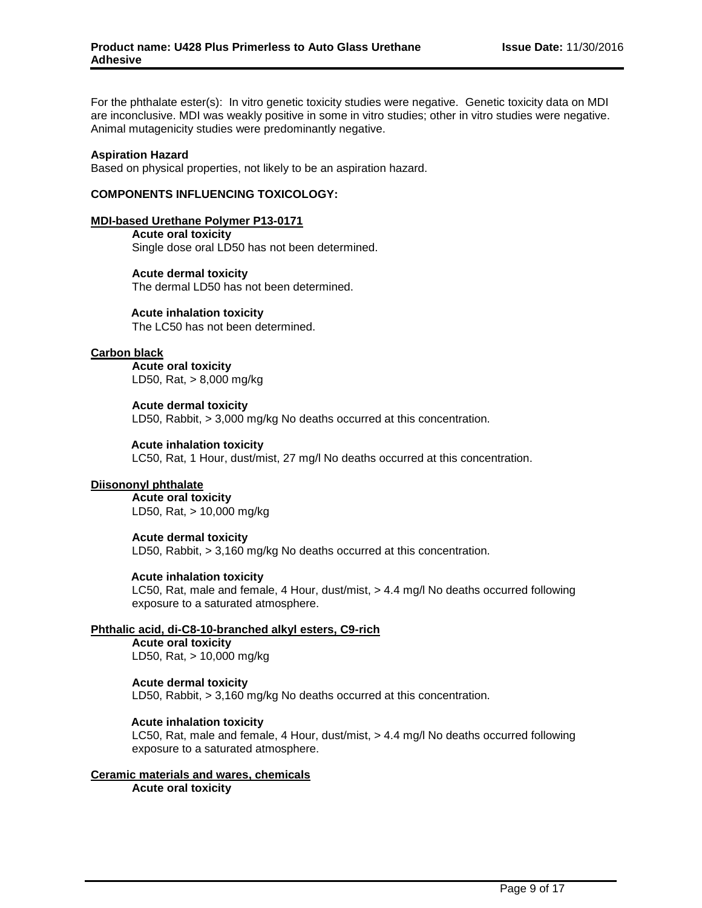For the phthalate ester(s): In vitro genetic toxicity studies were negative. Genetic toxicity data on MDI are inconclusive. MDI was weakly positive in some in vitro studies; other in vitro studies were negative. Animal mutagenicity studies were predominantly negative.

**Aspiration Hazard**
Based on physical properties, not likely to be an aspiration hazard.

**COMPONENTS INFLUENCING TOXICOLOGY:**

**MDI-based Urethane Polymer P13-0171**

**Acute oral toxicity**
Single dose oral LD50 has not been determined.

**Acute dermal toxicity**
The dermal LD50 has not been determined.

**Acute inhalation toxicity**
The LC50 has not been determined.

**Carbon black**

**Acute oral toxicity**
LD50, Rat, > 8,000 mg/kg

**Acute dermal toxicity**
LD50, Rabbit, > 3,000 mg/kg No deaths occurred at this concentration.

**Acute inhalation toxicity**
LC50, Rat, 1 Hour, dust/mist, 27 mg/l No deaths occurred at this concentration.

**Diisononyl phthalate**

**Acute oral toxicity**
LD50, Rat, > 10,000 mg/kg

**Acute dermal toxicity**
LD50, Rabbit, > 3,160 mg/kg No deaths occurred at this concentration.

**Acute inhalation toxicity**
LC50, Rat, male and female, 4 Hour, dust/mist, > 4.4 mg/l No deaths occurred following exposure to a saturated atmosphere.

**Phthalic acid, di-C8-10-branched alkyl esters, C9-rich**

**Acute oral toxicity**
LD50, Rat, > 10,000 mg/kg

**Acute dermal toxicity**
LD50, Rabbit, > 3,160 mg/kg No deaths occurred at this concentration.

**Acute inhalation toxicity**
LC50, Rat, male and female, 4 Hour, dust/mist, > 4.4 mg/l No deaths occurred following exposure to a saturated atmosphere.

**Ceramic materials and wares, chemicals**

**Acute oral toxicity**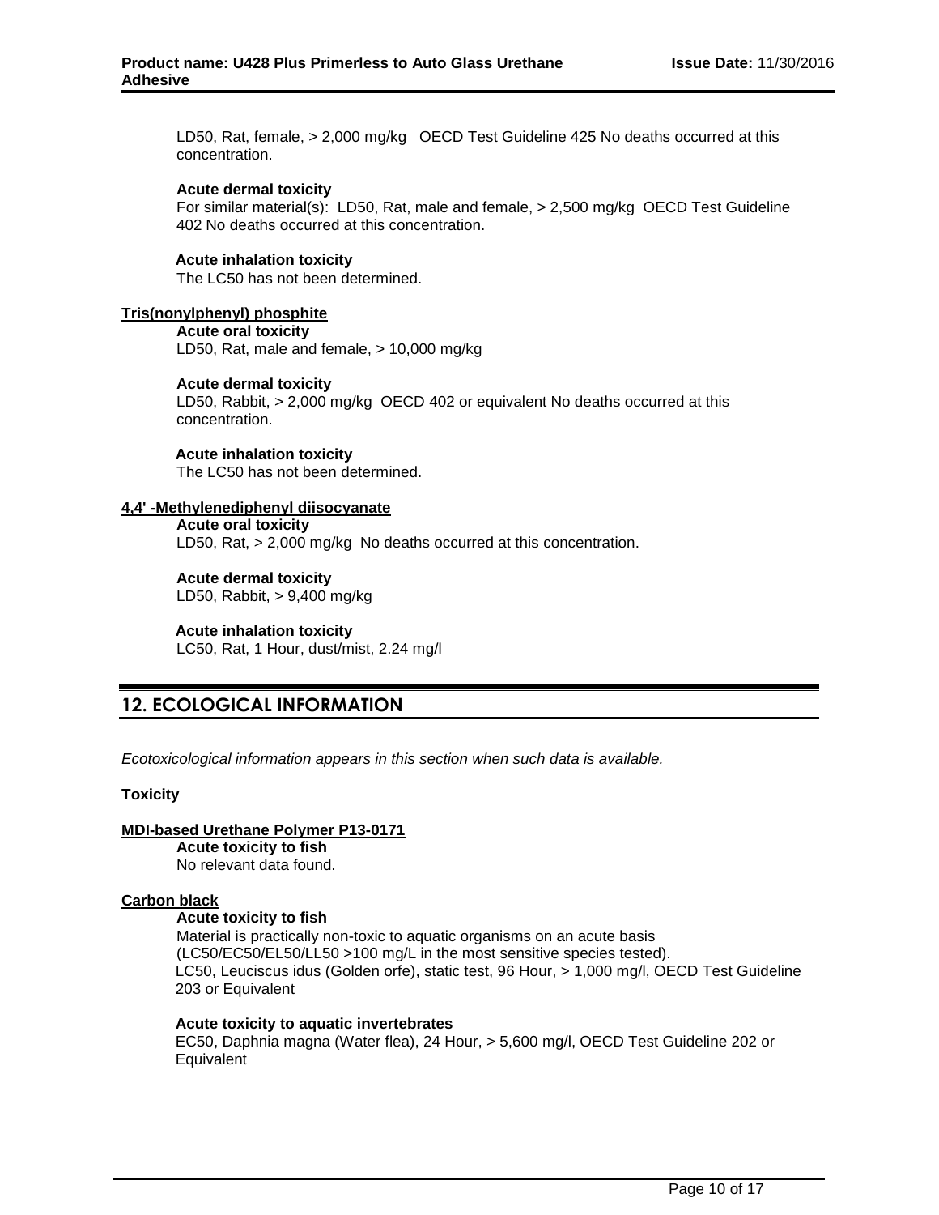LD50, Rat, female, > 2,000 mg/kg OECD Test Guideline 425 No deaths occurred at this concentration.

**Acute dermal toxicity**
For similar material(s): LD50, Rat, male and female, > 2,500 mg/kg OECD Test Guideline 402 No deaths occurred at this concentration.

**Acute inhalation toxicity**
The LC50 has not been determined.

**Tris(nonylphenyl) phosphite**

**Acute oral toxicity**
LD50, Rat, male and female, > 10,000 mg/kg

**Acute dermal toxicity**
LD50, Rabbit, > 2,000 mg/kg OECD 402 or equivalent No deaths occurred at this concentration.

**Acute inhalation toxicity**
The LC50 has not been determined.

**4,4' -Methylenediphenyl diisocyanate**

**Acute oral toxicity**
LD50, Rat, > 2,000 mg/kg No deaths occurred at this concentration.

**Acute dermal toxicity**
LD50, Rabbit, > 9,400 mg/kg

**Acute inhalation toxicity**
LC50, Rat, 1 Hour, dust/mist, 2.24 mg/l

## 12. ECOLOGICAL INFORMATION

*Ecotoxicological information appears in this section when such data is available.*

**Toxicity**

**MDI-based Urethane Polymer P13-0171**

**Acute toxicity to fish**
No relevant data found.

**Carbon black**

**Acute toxicity to fish**
Material is practically non-toxic to aquatic organisms on an acute basis (LC50/EC50/EL50/LL50 >100 mg/L in the most sensitive species tested).
LC50, Leuciscus idus (Golden orfe), static test, 96 Hour, > 1,000 mg/l, OECD Test Guideline 203 or Equivalent

**Acute toxicity to aquatic invertebrates**
EC50, Daphnia magna (Water flea), 24 Hour, > 5,600 mg/l, OECD Test Guideline 202 or Equivalent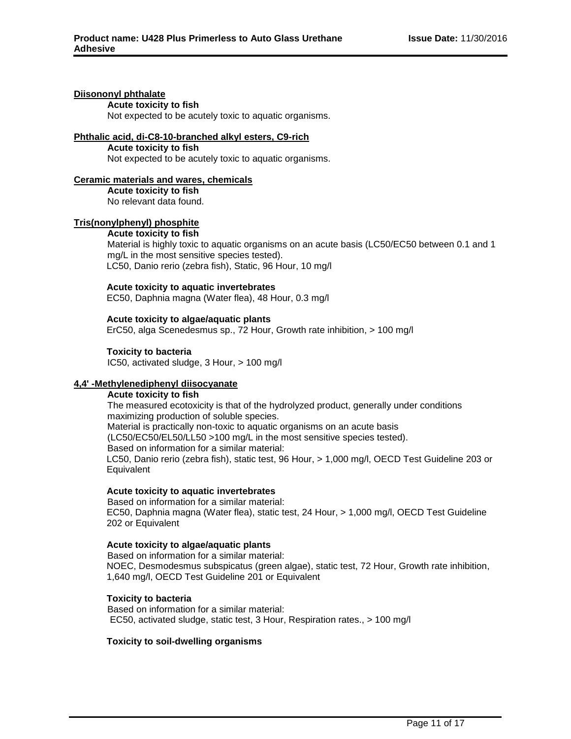**Diisononyl phthalate**

**Acute toxicity to fish**

Not expected to be acutely toxic to aquatic organisms.

**Phthalic acid, di-C8-10-branched alkyl esters, C9-rich**

**Acute toxicity to fish**

Not expected to be acutely toxic to aquatic organisms.

**Ceramic materials and wares, chemicals**

**Acute toxicity to fish**

No relevant data found.

**Tris(nonylphenyl) phosphite**

**Acute toxicity to fish**

Material is highly toxic to aquatic organisms on an acute basis (LC50/EC50 between 0.1 and 1 mg/L in the most sensitive species tested).
LC50, Danio rerio (zebra fish), Static, 96 Hour, 10 mg/l

**Acute toxicity to aquatic invertebrates**

EC50, Daphnia magna (Water flea), 48 Hour, 0.3 mg/l

**Acute toxicity to algae/aquatic plants**

ErC50, alga Scenedesmus sp., 72 Hour, Growth rate inhibition, > 100 mg/l

**Toxicity to bacteria**

IC50, activated sludge, 3 Hour, > 100 mg/l

**4,4' -Methylenediphenyl diisocyanate**

**Acute toxicity to fish**

The measured ecotoxicity is that of the hydrolyzed product, generally under conditions maximizing production of soluble species.
Material is practically non-toxic to aquatic organisms on an acute basis (LC50/EC50/EL50/LL50 >100 mg/L in the most sensitive species tested).
Based on information for a similar material:
LC50, Danio rerio (zebra fish), static test, 96 Hour, > 1,000 mg/l, OECD Test Guideline 203 or Equivalent

**Acute toxicity to aquatic invertebrates**

Based on information for a similar material:
EC50, Daphnia magna (Water flea), static test, 24 Hour, > 1,000 mg/l, OECD Test Guideline 202 or Equivalent

**Acute toxicity to algae/aquatic plants**

Based on information for a similar material:
NOEC, Desmodesmus subspicatus (green algae), static test, 72 Hour, Growth rate inhibition, 1,640 mg/l, OECD Test Guideline 201 or Equivalent

**Toxicity to bacteria**

Based on information for a similar material:
EC50, activated sludge, static test, 3 Hour, Respiration rates., > 100 mg/l

**Toxicity to soil-dwelling organisms**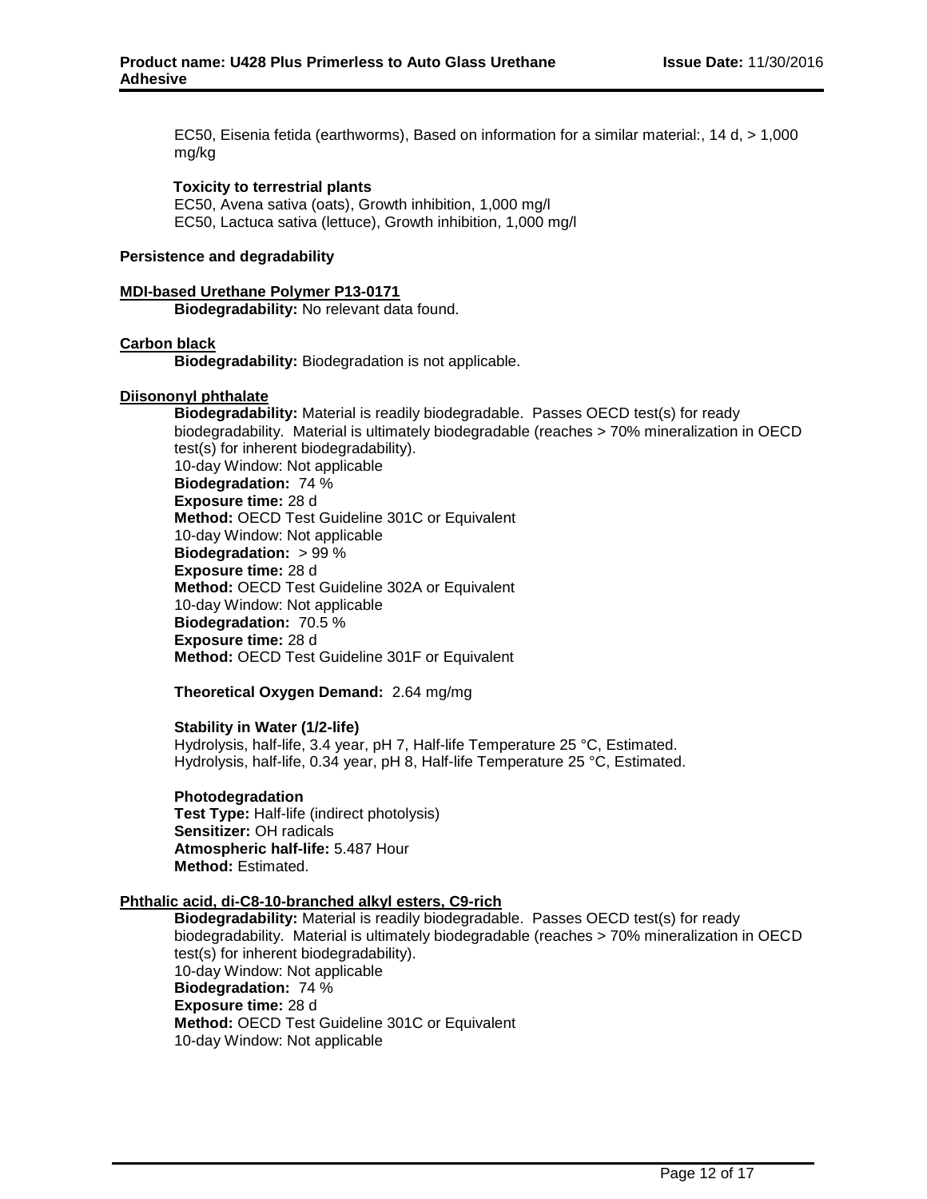EC50, Eisenia fetida (earthworms), Based on information for a similar material:, 14 d, > 1,000 mg/kg

**Toxicity to terrestrial plants**
EC50, Avena sativa (oats), Growth inhibition, 1,000 mg/l
EC50, Lactuca sativa (lettuce), Growth inhibition, 1,000 mg/l

**Persistence and degradability**

**MDI-based Urethane Polymer P13-0171**
**Biodegradability:** No relevant data found.

**Carbon black**
**Biodegradability:** Biodegradation is not applicable.

**Diisononyl phthalate**
**Biodegradability:** Material is readily biodegradable. Passes OECD test(s) for ready biodegradability. Material is ultimately biodegradable (reaches > 70% mineralization in OECD test(s) for inherent biodegradability).
10-day Window: Not applicable
**Biodegradation:** 74 %
**Exposure time:** 28 d
**Method:** OECD Test Guideline 301C or Equivalent
10-day Window: Not applicable
**Biodegradation:** > 99 %
**Exposure time:** 28 d
**Method:** OECD Test Guideline 302A or Equivalent
10-day Window: Not applicable
**Biodegradation:** 70.5 %
**Exposure time:** 28 d
**Method:** OECD Test Guideline 301F or Equivalent

**Theoretical Oxygen Demand:** 2.64 mg/mg

**Stability in Water (1/2-life)**
Hydrolysis, half-life, 3.4 year, pH 7, Half-life Temperature 25 °C, Estimated.
Hydrolysis, half-life, 0.34 year, pH 8, Half-life Temperature 25 °C, Estimated.

**Photodegradation**
**Test Type:** Half-life (indirect photolysis)
**Sensitizer:** OH radicals
**Atmospheric half-life:** 5.487 Hour
**Method:** Estimated.

**Phthalic acid, di-C8-10-branched alkyl esters, C9-rich**
**Biodegradability:** Material is readily biodegradable. Passes OECD test(s) for ready biodegradability. Material is ultimately biodegradable (reaches > 70% mineralization in OECD test(s) for inherent biodegradability).
10-day Window: Not applicable
**Biodegradation:** 74 %
**Exposure time:** 28 d
**Method:** OECD Test Guideline 301C or Equivalent
10-day Window: Not applicable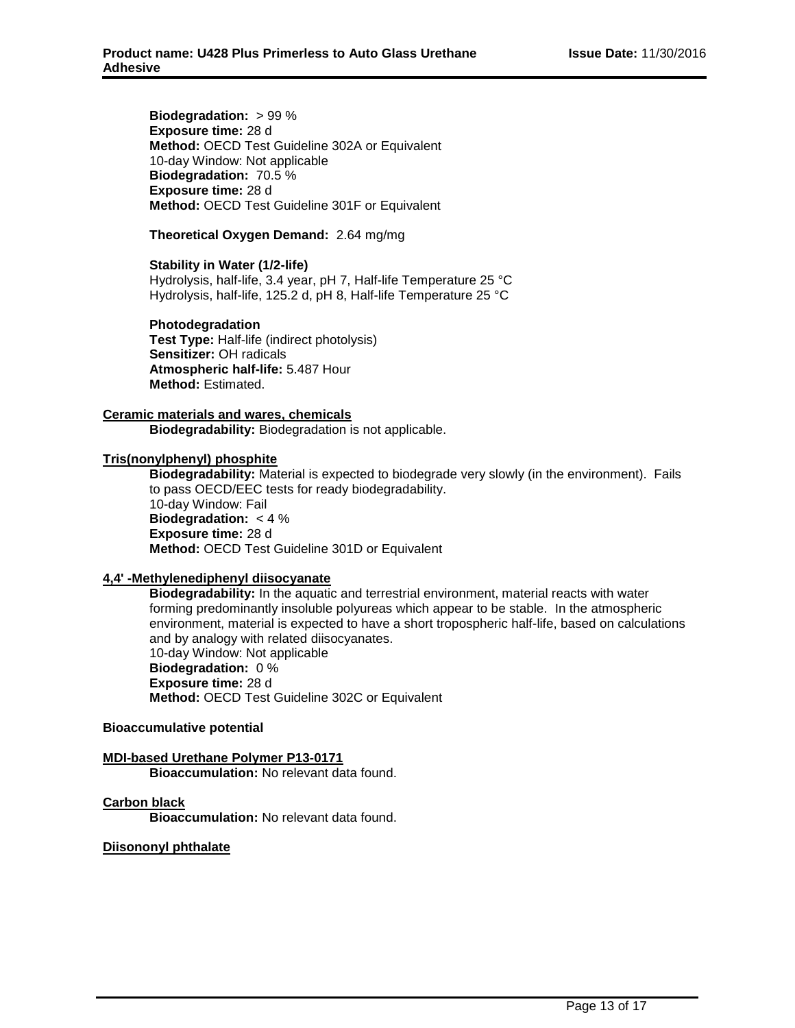**Biodegradation:** > 99 %
**Exposure time:** 28 d
**Method:** OECD Test Guideline 302A or Equivalent
10-day Window: Not applicable
**Biodegradation:** 70.5 %
**Exposure time:** 28 d
**Method:** OECD Test Guideline 301F or Equivalent

**Theoretical Oxygen Demand:** 2.64 mg/mg

**Stability in Water (1/2-life)**
Hydrolysis, half-life, 3.4 year, pH 7, Half-life Temperature 25 °C
Hydrolysis, half-life, 125.2 d, pH 8, Half-life Temperature 25 °C

**Photodegradation**
**Test Type:** Half-life (indirect photolysis)
**Sensitizer:** OH radicals
**Atmospheric half-life:** 5.487 Hour
**Method:** Estimated.

**Ceramic materials and wares, chemicals**
**Biodegradability:** Biodegradation is not applicable.

**Tris(nonylphenyl) phosphite**
**Biodegradability:** Material is expected to biodegrade very slowly (in the environment). Fails to pass OECD/EEC tests for ready biodegradability.
10-day Window: Fail
**Biodegradation:** < 4 %
**Exposure time:** 28 d
**Method:** OECD Test Guideline 301D or Equivalent

**4,4' -Methylenediphenyl diisocyanate**
**Biodegradability:** In the aquatic and terrestrial environment, material reacts with water forming predominantly insoluble polyureas which appear to be stable. In the atmospheric environment, material is expected to have a short tropospheric half-life, based on calculations and by analogy with related diisocyanates.
10-day Window: Not applicable
**Biodegradation:** 0 %
**Exposure time:** 28 d
**Method:** OECD Test Guideline 302C or Equivalent

**Bioaccumulative potential**

**MDI-based Urethane Polymer P13-0171**
**Bioaccumulation:** No relevant data found.

**Carbon black**
**Bioaccumulation:** No relevant data found.

**Diisononyl phthalate**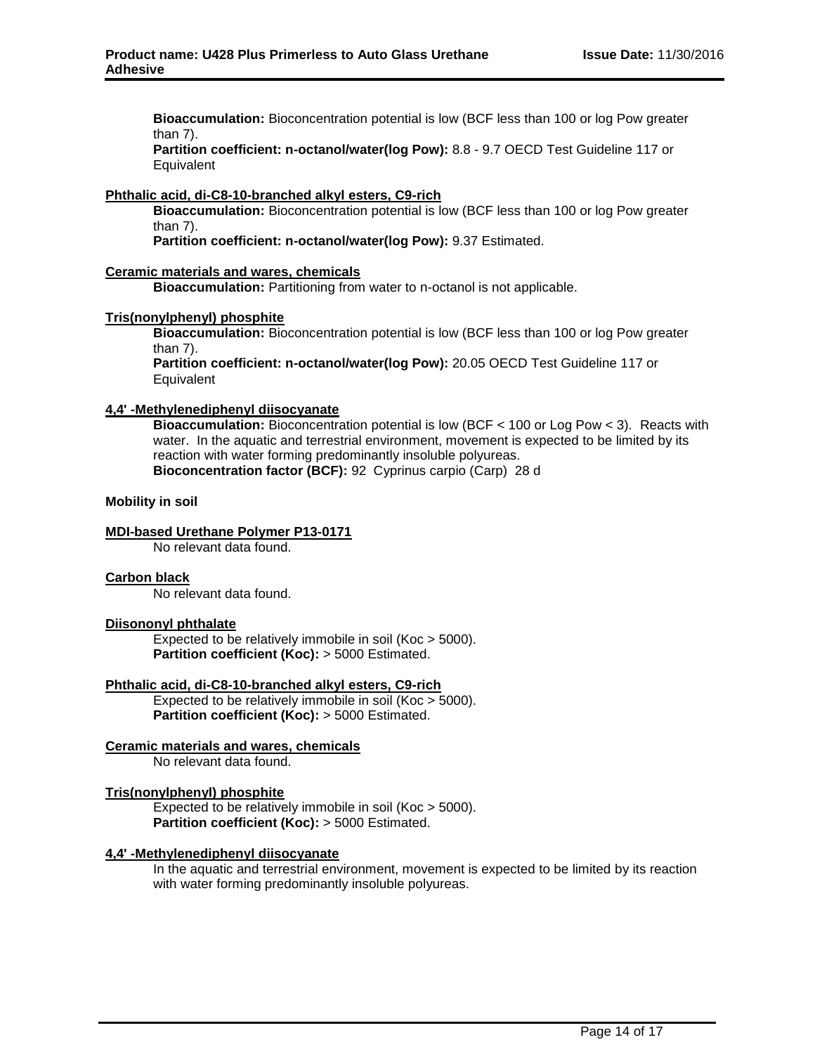**Bioaccumulation:** Bioconcentration potential is low (BCF less than 100 or log Pow greater than 7).
**Partition coefficient: n-octanol/water(log Pow):** 8.8 - 9.7 OECD Test Guideline 117 or Equivalent

**Phthalic acid, di-C8-10-branched alkyl esters, C9-rich**

**Bioaccumulation:** Bioconcentration potential is low (BCF less than 100 or log Pow greater than 7).
**Partition coefficient: n-octanol/water(log Pow):** 9.37 Estimated.

**Ceramic materials and wares, chemicals**

**Bioaccumulation:** Partitioning from water to n-octanol is not applicable.

**Tris(nonylphenyl) phosphite**

**Bioaccumulation:** Bioconcentration potential is low (BCF less than 100 or log Pow greater than 7).
**Partition coefficient: n-octanol/water(log Pow):** 20.05 OECD Test Guideline 117 or Equivalent

**4,4' -Methylenediphenyl diisocyanate**

**Bioaccumulation:** Bioconcentration potential is low (BCF < 100 or Log Pow < 3). Reacts with water. In the aquatic and terrestrial environment, movement is expected to be limited by its reaction with water forming predominantly insoluble polyureas.
**Bioconcentration factor (BCF):** 92 Cyprinus carpio (Carp) 28 d

**Mobility in soil**

**MDI-based Urethane Polymer P13-0171**

No relevant data found.

**Carbon black**

No relevant data found.

**Diisononyl phthalate**

Expected to be relatively immobile in soil (Koc > 5000).
**Partition coefficient (Koc):** > 5000 Estimated.

**Phthalic acid, di-C8-10-branched alkyl esters, C9-rich**

Expected to be relatively immobile in soil (Koc > 5000).
**Partition coefficient (Koc):** > 5000 Estimated.

**Ceramic materials and wares, chemicals**

No relevant data found.

**Tris(nonylphenyl) phosphite**

Expected to be relatively immobile in soil (Koc > 5000).
**Partition coefficient (Koc):** > 5000 Estimated.

**4,4' -Methylenediphenyl diisocyanate**

In the aquatic and terrestrial environment, movement is expected to be limited by its reaction with water forming predominantly insoluble polyureas.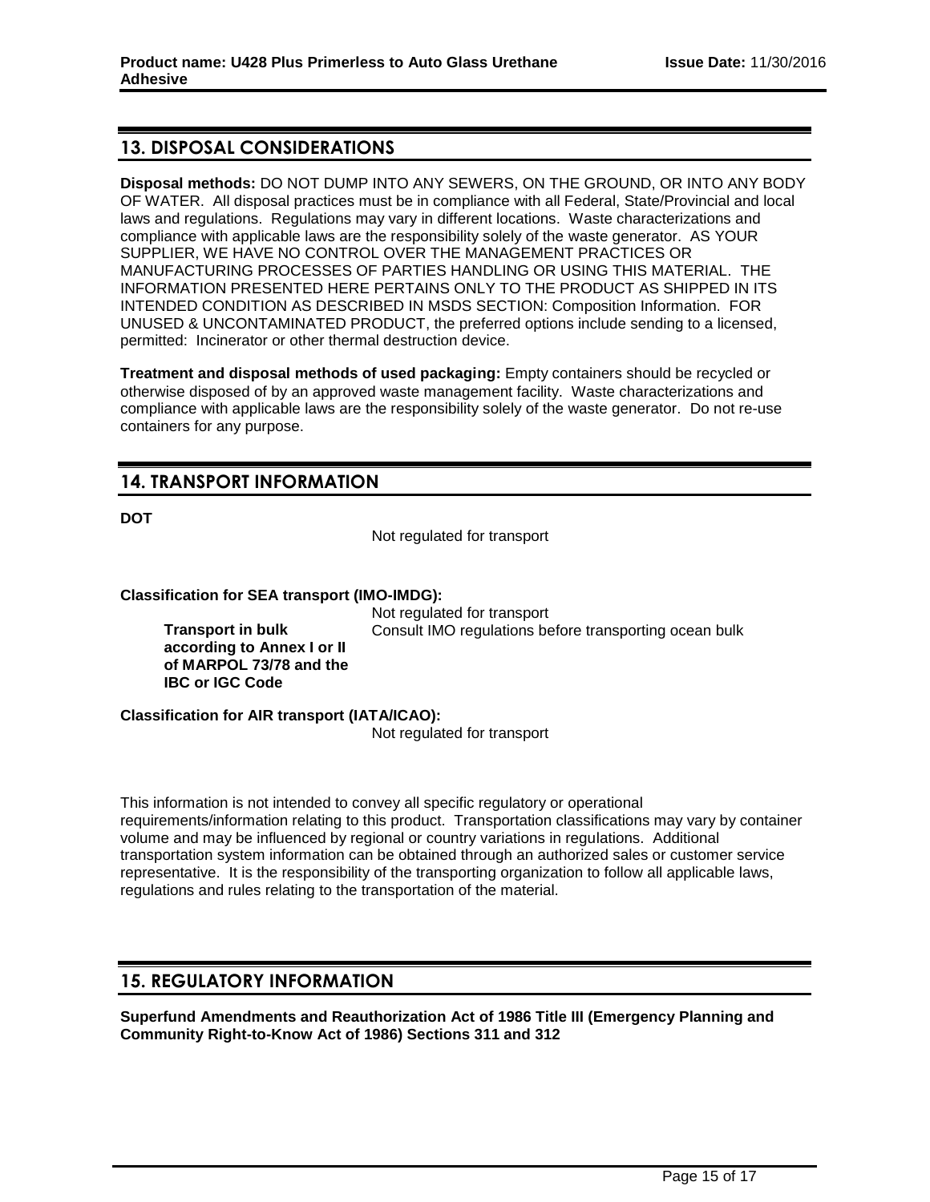## 13. DISPOSAL CONSIDERATIONS

**Disposal methods:** DO NOT DUMP INTO ANY SEWERS, ON THE GROUND, OR INTO ANY BODY OF WATER. All disposal practices must be in compliance with all Federal, State/Provincial and local laws and regulations. Regulations may vary in different locations. Waste characterizations and compliance with applicable laws are the responsibility solely of the waste generator. AS YOUR SUPPLIER, WE HAVE NO CONTROL OVER THE MANAGEMENT PRACTICES OR MANUFACTURING PROCESSES OF PARTIES HANDLING OR USING THIS MATERIAL. THE INFORMATION PRESENTED HERE PERTAINS ONLY TO THE PRODUCT AS SHIPPED IN ITS INTENDED CONDITION AS DESCRIBED IN MSDS SECTION: Composition Information. FOR UNUSED & UNCONTAMINATED PRODUCT, the preferred options include sending to a licensed, permitted: Incinerator or other thermal destruction device.

**Treatment and disposal methods of used packaging:** Empty containers should be recycled or otherwise disposed of by an approved waste management facility. Waste characterizations and compliance with applicable laws are the responsibility solely of the waste generator. Do not re-use containers for any purpose.

## 14. TRANSPORT INFORMATION

**DOT**

Not regulated for transport

**Classification for SEA transport (IMO-IMDG):**

Not regulated for transport

**Transport in bulk according to Annex I or II of MARPOL 73/78 and the IBC or IGC Code:** Consult IMO regulations before transporting ocean bulk

**Classification for AIR transport (IATA/ICAO):**

Not regulated for transport

This information is not intended to convey all specific regulatory or operational requirements/information relating to this product. Transportation classifications may vary by container volume and may be influenced by regional or country variations in regulations. Additional transportation system information can be obtained through an authorized sales or customer service representative. It is the responsibility of the transporting organization to follow all applicable laws, regulations and rules relating to the transportation of the material.

## 15. REGULATORY INFORMATION

**Superfund Amendments and Reauthorization Act of 1986 Title III (Emergency Planning and Community Right-to-Know Act of 1986) Sections 311 and 312**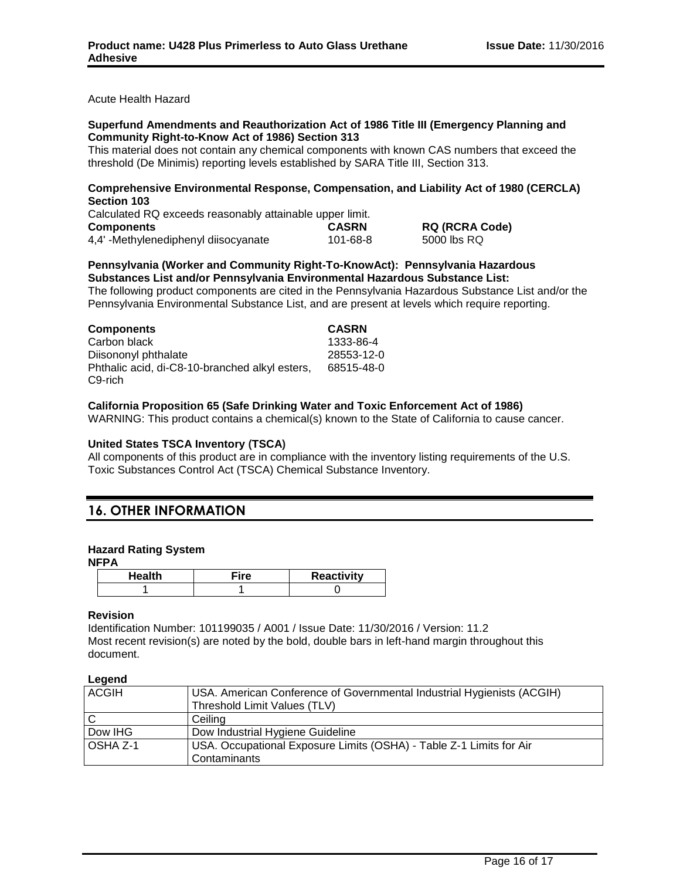Acute Health Hazard

**Superfund Amendments and Reauthorization Act of 1986 Title III (Emergency Planning and Community Right-to-Know Act of 1986) Section 313**

This material does not contain any chemical components with known CAS numbers that exceed the threshold (De Minimis) reporting levels established by SARA Title III, Section 313.

**Comprehensive Environmental Response, Compensation, and Liability Act of 1980 (CERCLA) Section 103**

Calculated RQ exceeds reasonably attainable upper limit.

| Components | CASRN | RQ (RCRA Code) |
|---|---|---|
| 4,4' -Methylenediphenyl diisocyanate | 101-68-8 | 5000 lbs RQ |

**Pennsylvania (Worker and Community Right-To-KnowAct): Pennsylvania Hazardous Substances List and/or Pennsylvania Environmental Hazardous Substance List:**

The following product components are cited in the Pennsylvania Hazardous Substance List and/or the Pennsylvania Environmental Substance List, and are present at levels which require reporting.

| Components | CASRN |
|---|---|
| Carbon black | 1333-86-4 |
| Diisononyl phthalate | 28553-12-0 |
| Phthalic acid, di-C8-10-branched alkyl esters, C9-rich | 68515-48-0 |

**California Proposition 65 (Safe Drinking Water and Toxic Enforcement Act of 1986)**

WARNING: This product contains a chemical(s) known to the State of California to cause cancer.

**United States TSCA Inventory (TSCA)**

All components of this product are in compliance with the inventory listing requirements of the U.S. Toxic Substances Control Act (TSCA) Chemical Substance Inventory.

## 16. OTHER INFORMATION

**Hazard Rating System**

**NFPA**

| Health | Fire | Reactivity |
|---|---|---|
| 1 | 1 | 0 |

**Revision**

Identification Number: 101199035 / A001 / Issue Date: 11/30/2016 / Version: 11.2

Most recent revision(s) are noted by the bold, double bars in left-hand margin throughout this document.

**Legend**

| | |
|---|---|
| ACGIH | USA. American Conference of Governmental Industrial Hygienists (ACGIH) Threshold Limit Values (TLV) |
| C | Ceiling |
| Dow IHG | Dow Industrial Hygiene Guideline |
| OSHA Z-1 | USA. Occupational Exposure Limits (OSHA) - Table Z-1 Limits for Air Contaminants |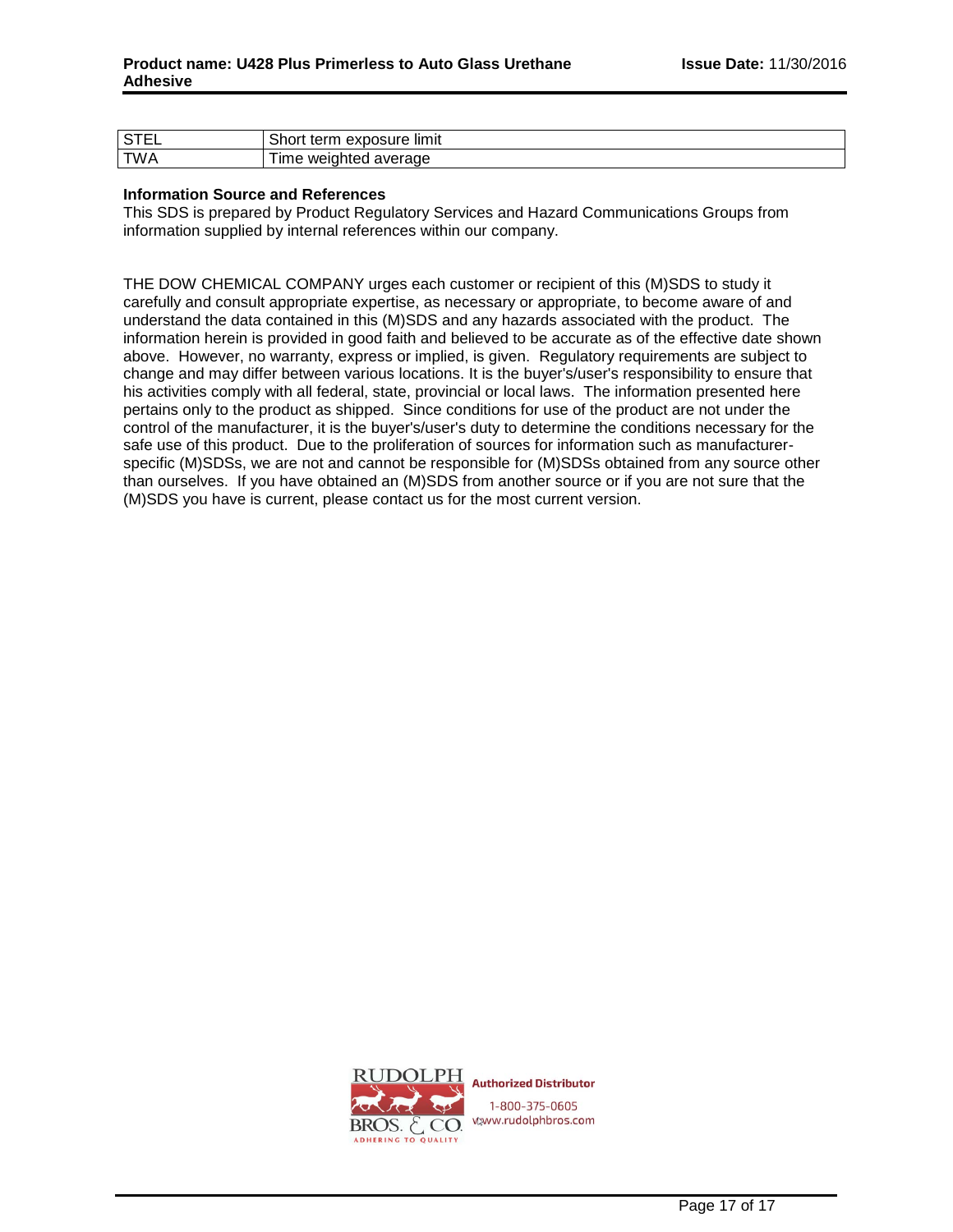| | |
|---|---|
| STEL | Short term exposure limit |
| TWA | Time weighted average |

**Information Source and References**

This SDS is prepared by Product Regulatory Services and Hazard Communications Groups from information supplied by internal references within our company.

THE DOW CHEMICAL COMPANY urges each customer or recipient of this (M)SDS to study it carefully and consult appropriate expertise, as necessary or appropriate, to become aware of and understand the data contained in this (M)SDS and any hazards associated with the product. The information herein is provided in good faith and believed to be accurate as of the effective date shown above. However, no warranty, express or implied, is given. Regulatory requirements are subject to change and may differ between various locations. It is the buyer's/user's responsibility to ensure that his activities comply with all federal, state, provincial or local laws. The information presented here pertains only to the product as shipped. Since conditions for use of the product are not under the control of the manufacturer, it is the buyer's/user's duty to determine the conditions necessary for the safe use of this product. Due to the proliferation of sources for information such as manufacturer-specific (M)SDSs, we are not and cannot be responsible for (M)SDSs obtained from any source other than ourselves. If you have obtained an (M)SDS from another source or if you are not sure that the (M)SDS you have is current, please contact us for the most current version.

RUDOLPH BROS. & CO. ADHERING TO QUALITY

Authorized Distributor

1-800-375-0605

www.rudolphbros.com